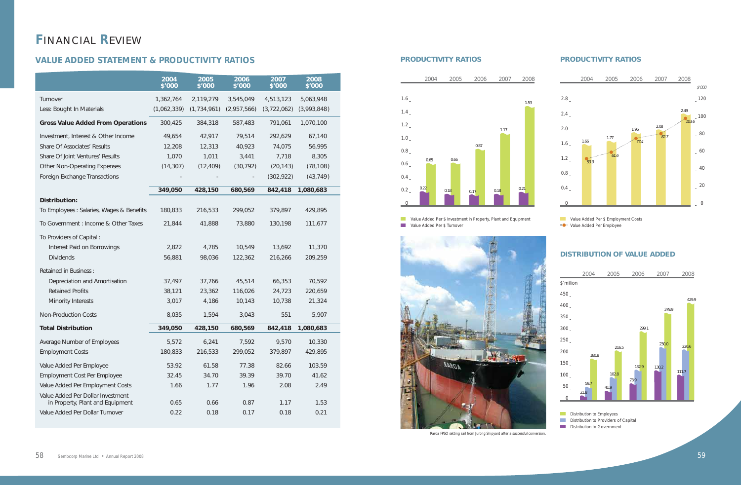# FINANCIAL REVIEW

## VALUE ADDED STATEMENT & PRODUCTIVITY RATIOS

| | 2004 $'000 | 2005 $'000 | 2006 $'000 | 2007 $'000 | 2008 $'000 |
|---|---|---|---|---|---|
| Turnover | 1,362,764 | 2,119,279 | 3,545,049 | 4,513,123 | 5,063,948 |
| Less: Bought In Materials | (1,062,339) | (1,734,961) | (2,957,566) | (3,722,062) | (3,993,848) |
| **Gross Value Added From Operations** | 300,425 | 384,318 | 587,483 | 791,061 | 1,070,100 |
| Investment, Interest & Other Income | 49,654 | 42,917 | 79,514 | 292,629 | 67,140 |
| Share Of Associates' Results | 12,208 | 12,313 | 40,923 | 74,075 | 56,995 |
| Share Of Joint Ventures' Results | 1,070 | 1,011 | 3,441 | 7,718 | 8,305 |
| Other Non-Operating Expenses | (14,307) | (12,409) | (30,792) | (20,143) | (78,108) |
| Foreign Exchange Transactions | - | - | - | (302,922) | (43,749) |
| | **349,050** | **428,150** | **680,569** | **842,418** | **1,080,683** |
| **Distribution:** | | | | | |
| To Employees : Salaries, Wages & Benefits | 180,833 | 216,533 | 299,052 | 379,897 | 429,895 |
| To Government : Income & Other Taxes | 21,844 | 41,888 | 73,880 | 130,198 | 111,677 |
| To Providers of Capital : | | | | | |
| Interest Paid on Borrowings | 2,822 | 4,785 | 10,549 | 13,692 | 11,370 |
| Dividends | 56,881 | 98,036 | 122,362 | 216,266 | 209,259 |
| Retained in Business : | | | | | |
| Depreciation and Amortisation | 37,497 | 37,766 | 45,514 | 66,353 | 70,592 |
| Retained Profits | 38,121 | 23,362 | 116,026 | 24,723 | 220,659 |
| Minority Interests | 3,017 | 4,186 | 10,143 | 10,738 | 21,324 |
| Non-Production Costs | 8,035 | 1,594 | 3,043 | 551 | 5,907 |
| **Total Distribution** | **349,050** | **428,150** | **680,569** | **842,418** | **1,080,683** |
| Average Number of Employees | 5,572 | 6,241 | 7,592 | 9,570 | 10,330 |
| Employment Costs | 180,833 | 216,533 | 299,052 | 379,897 | 429,895 |
| Value Added Per Employee | 53.92 | 61.58 | 77.38 | 82.66 | 103.59 |
| Employment Cost Per Employee | 32.45 | 34.70 | 39.39 | 39.70 | 41.62 |
| Value Added Per Employment Costs | 1.66 | 1.77 | 1.96 | 2.08 | 2.49 |
| Value Added Per Dollar Investment in Property, Plant and Equipment | 0.65 | 0.66 | 0.87 | 1.17 | 1.53 |
| Value Added Per Dollar Turnover | 0.22 | 0.18 | 0.17 | 0.18 | 0.21 |

## PRODUCTIVITY RATIOS

| | 2004 | 2005 | 2006 | 2007 | 2008 |
|---|---|---|---|---|---|
| Value Added Per $ Investment in Property, Plant and Equipment | 0.65 | 0.66 | 0.87 | 1.17 | 1.53 |
| Value Added Per $ Turnover | 0.22 | 0.18 | 0.17 | 0.18 | 0.21 |

## PRODUCTIVITY RATIOS

| | 2004 | 2005 | 2006 | 2007 | 2008 |
|---|---|---|---|---|---|
| Value Added Per $ Employment Costs | 1.66 | 1.77 | 1.96 | 2.08 | 2.49 |
| Value Added Per Employee ($'000) | 53.9 | 61.6 | 77.4 | 82.7 | 103.6 |

Raroa FPSO setting sail from Jurong Shipyard after a successful conversion.

## DISTRIBUTION OF VALUE ADDED

$'million

| | 2004 | 2005 | 2006 | 2007 | 2008 |
|---|---|---|---|---|---|
| Distribution to Employees | 180.8 | 216.5 | 299.1 | 379.9 | 429.9 |
| Distribution to Providers of Capital | 59.7 | 102.8 | 132.9 | 230.0 | 220.6 |
| Distribution to Government | 21.8 | 41.9 | 73.9 | 130.2 | 111.7 |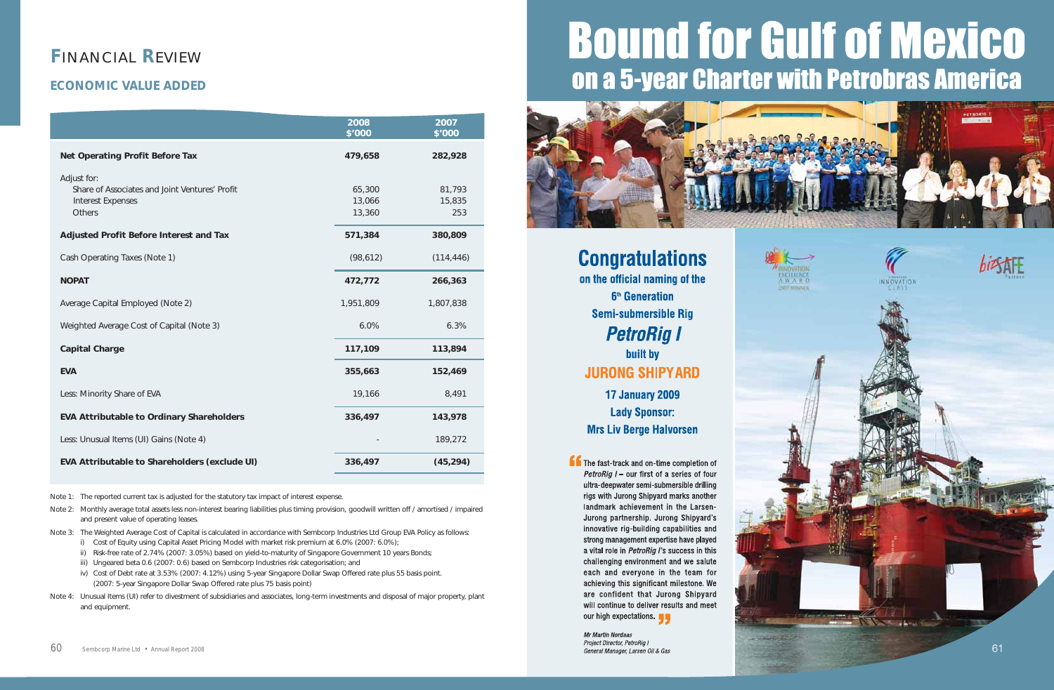# FINANCIAL REVIEW

## ECONOMIC VALUE ADDED

| | 2008 $'000 | 2007 $'000 |
|---|---|---|
| **Net Operating Profit Before Tax** | **479,658** | **282,928** |
| Adjust for: | | |
| Share of Associates and Joint Ventures' Profit | 65,300 | 81,793 |
| Interest Expenses | 13,066 | 15,835 |
| Others | 13,360 | 253 |
| **Adjusted Profit Before Interest and Tax** | **571,384** | **380,809** |
| Cash Operating Taxes (Note 1) | (98,612) | (114,446) |
| **NOPAT** | **472,772** | **266,363** |
| Average Capital Employed (Note 2) | 1,951,809 | 1,807,838 |
| Weighted Average Cost of Capital (Note 3) | 6.0% | 6.3% |
| **Capital Charge** | **117,109** | **113,894** |
| **EVA** | **355,663** | **152,469** |
| Less: Minority Share of EVA | 19,166 | 8,491 |
| **EVA Attributable to Ordinary Shareholders** | **336,497** | **143,978** |
| Less: Unusual Items (UI) Gains (Note 4) | - | 189,272 |
| **EVA Attributable to Shareholders (exclude UI)** | **336,497** | **(45,294)** |

Note 1: The reported current tax is adjusted for the statutory tax impact of interest expense.

Note 2: Monthly average total assets less non-interest bearing liabilities plus timing provision, goodwill written off / amortised / impaired and present value of operating leases.

Note 3: The Weighted Average Cost of Capital is calculated in accordance with Sembcorp Industries Ltd Group EVA Policy as follows:
- i) Cost of Equity using Capital Asset Pricing Model with market risk premium at 6.0% (2007: 6.0%);
- ii) Risk-free rate of 2.74% (2007: 3.05%) based on yield-to-maturity of Singapore Government 10 years Bonds;
- iii) Ungeared beta 0.6 (2007: 0.6) based on Sembcorp Industries risk categorisation; and
- iv) Cost of Debt rate at 3.53% (2007: 4.12%) using 5-year Singapore Dollar Swap Offered rate plus 55 basis point. (2007: 5-year Singapore Dollar Swap Offered rate plus 75 basis point)

Note 4: Unusual Items (UI) refer to divestment of subsidiaries and associates, long-term investments and disposal of major property, plant and equipment.

# Bound for Gulf of Mexico

## on a 5-year Charter with Petrobras America

### Congratulations

on the official naming of the
6th Generation
Semi-submersible Rig
***PetroRig I***
built by
**JURONG SHIPYARD**
17 January 2009
Lady Sponsor:
Mrs Liv Berge Halvorsen

"The fast-track and on-time completion of *PetroRig I* – our first of a series of four ultra-deepwater semi-submersible drilling rigs with Jurong Shipyard marks another landmark achievement in the Larsen-Jurong partnership. Jurong Shipyard's innovative rig-building capabilities and strong management expertise have played a vital role in *PetroRig I*'s success in this challenging environment and we salute each and everyone in the team for achieving this significant milestone. We are confident that Jurong Shipyard will continue to deliver results and meet our high expectations."

***Mr Martin Nordaas***
*Project Director, PetroRig I*
*General Manager, Larsen Oil & Gas*